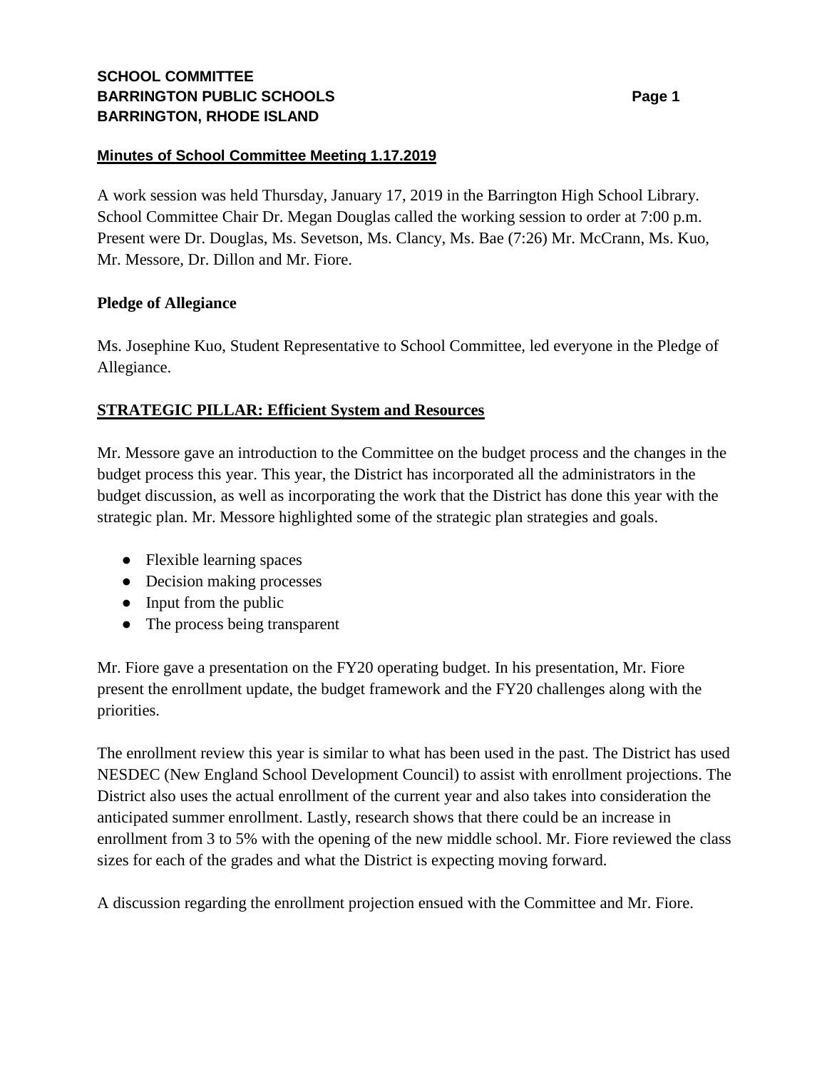# SCHOOL COMMITTEE
# BARRINGTON PUBLIC SCHOOLS
# BARRINGTON, RHODE ISLAND

**Minutes of School Committee Meeting 1.17.2019**

A work session was held Thursday, January 17, 2019 in the Barrington High School Library. School Committee Chair Dr. Megan Douglas called the working session to order at 7:00 p.m. Present were Dr. Douglas, Ms. Sevetson, Ms. Clancy, Ms. Bae (7:26) Mr. McCrann, Ms. Kuo, Mr. Messore, Dr. Dillon and Mr. Fiore.

**Pledge of Allegiance**

Ms. Josephine Kuo, Student Representative to School Committee, led everyone in the Pledge of Allegiance.

**STRATEGIC PILLAR: Efficient System and Resources**

Mr. Messore gave an introduction to the Committee on the budget process and the changes in the budget process this year. This year, the District has incorporated all the administrators in the budget discussion, as well as incorporating the work that the District has done this year with the strategic plan. Mr. Messore highlighted some of the strategic plan strategies and goals.

- Flexible learning spaces
- Decision making processes
- Input from the public
- The process being transparent

Mr. Fiore gave a presentation on the FY20 operating budget. In his presentation, Mr. Fiore present the enrollment update, the budget framework and the FY20 challenges along with the priorities.

The enrollment review this year is similar to what has been used in the past. The District has used NESDEC (New England School Development Council) to assist with enrollment projections. The District also uses the actual enrollment of the current year and also takes into consideration the anticipated summer enrollment. Lastly, research shows that there could be an increase in enrollment from 3 to 5% with the opening of the new middle school. Mr. Fiore reviewed the class sizes for each of the grades and what the District is expecting moving forward.

A discussion regarding the enrollment projection ensued with the Committee and Mr. Fiore.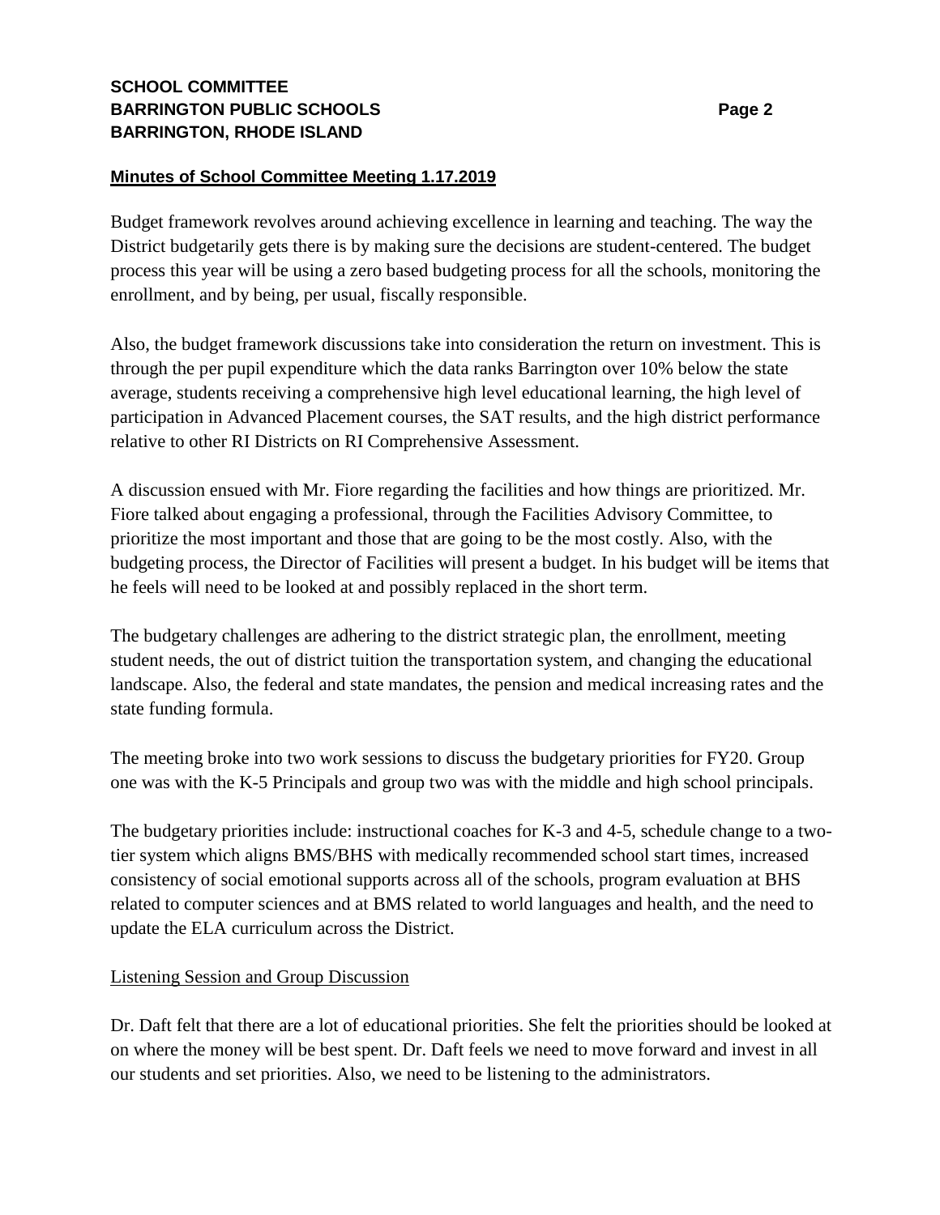**Minutes of School Committee Meeting 1.17.2019**

Budget framework revolves around achieving excellence in learning and teaching. The way the District budgetarily gets there is by making sure the decisions are student-centered. The budget process this year will be using a zero based budgeting process for all the schools, monitoring the enrollment, and by being, per usual, fiscally responsible.

Also, the budget framework discussions take into consideration the return on investment. This is through the per pupil expenditure which the data ranks Barrington over 10% below the state average, students receiving a comprehensive high level educational learning, the high level of participation in Advanced Placement courses, the SAT results, and the high district performance relative to other RI Districts on RI Comprehensive Assessment.

A discussion ensued with Mr. Fiore regarding the facilities and how things are prioritized. Mr. Fiore talked about engaging a professional, through the Facilities Advisory Committee, to prioritize the most important and those that are going to be the most costly. Also, with the budgeting process, the Director of Facilities will present a budget. In his budget will be items that he feels will need to be looked at and possibly replaced in the short term.

The budgetary challenges are adhering to the district strategic plan, the enrollment, meeting student needs, the out of district tuition the transportation system, and changing the educational landscape. Also, the federal and state mandates, the pension and medical increasing rates and the state funding formula.

The meeting broke into two work sessions to discuss the budgetary priorities for FY20. Group one was with the K-5 Principals and group two was with the middle and high school principals.

The budgetary priorities include: instructional coaches for K-3 and 4-5, schedule change to a two-tier system which aligns BMS/BHS with medically recommended school start times, increased consistency of social emotional supports across all of the schools, program evaluation at BHS related to computer sciences and at BMS related to world languages and health, and the need to update the ELA curriculum across the District.

Listening Session and Group Discussion

Dr. Daft felt that there are a lot of educational priorities. She felt the priorities should be looked at on where the money will be best spent. Dr. Daft feels we need to move forward and invest in all our students and set priorities. Also, we need to be listening to the administrators.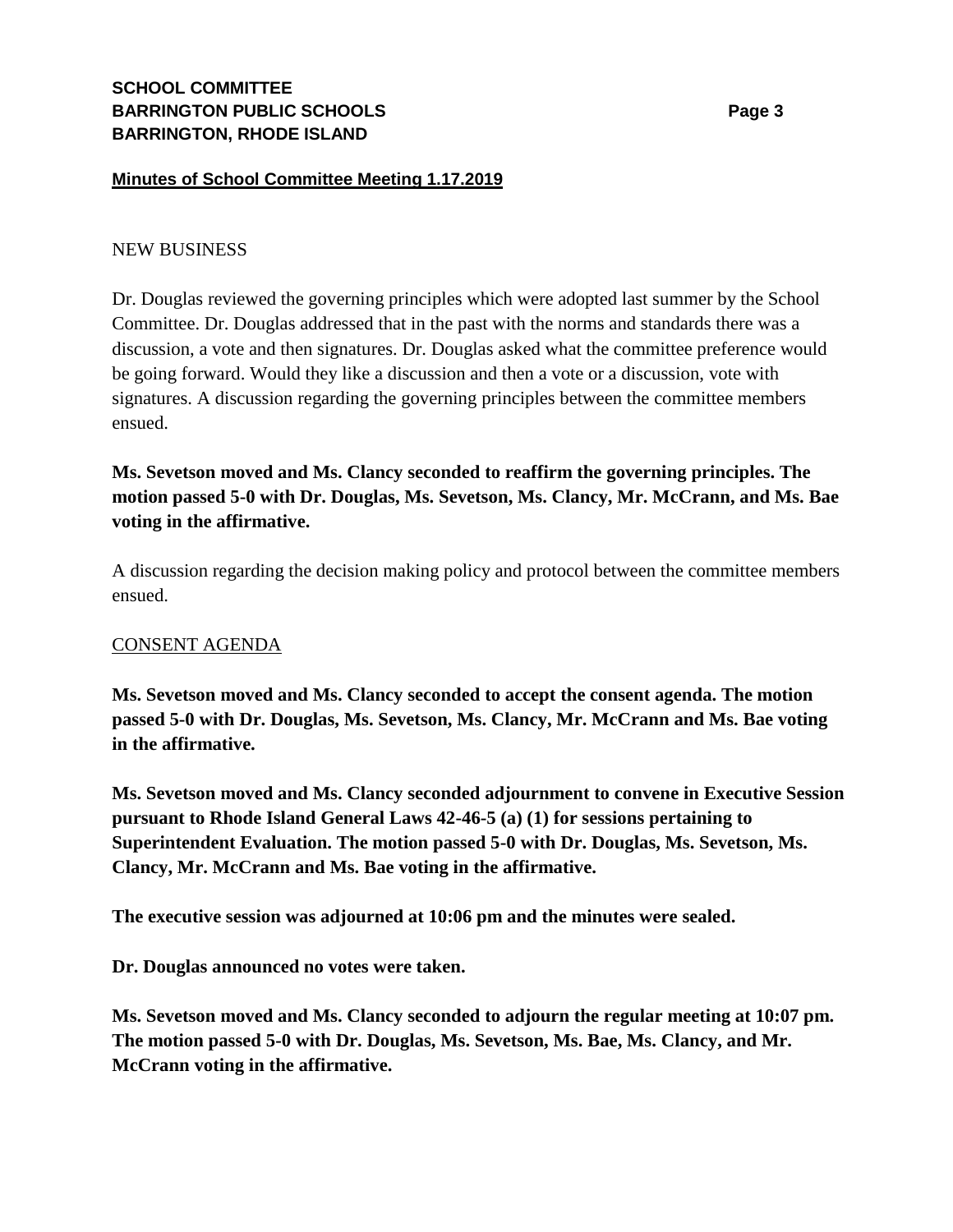**Minutes of School Committee Meeting 1.17.2019**

NEW BUSINESS

Dr. Douglas reviewed the governing principles which were adopted last summer by the School Committee. Dr. Douglas addressed that in the past with the norms and standards there was a discussion, a vote and then signatures. Dr. Douglas asked what the committee preference would be going forward. Would they like a discussion and then a vote or a discussion, vote with signatures. A discussion regarding the governing principles between the committee members ensued.

**Ms. Sevetson moved and Ms. Clancy seconded to reaffirm the governing principles. The motion passed 5-0 with Dr. Douglas, Ms. Sevetson, Ms. Clancy, Mr. McCrann, and Ms. Bae voting in the affirmative.**

A discussion regarding the decision making policy and protocol between the committee members ensued.

CONSENT AGENDA

**Ms. Sevetson moved and Ms. Clancy seconded to accept the consent agenda. The motion passed 5-0 with Dr. Douglas, Ms. Sevetson, Ms. Clancy, Mr. McCrann and Ms. Bae voting in the affirmative.**

**Ms. Sevetson moved and Ms. Clancy seconded adjournment to convene in Executive Session pursuant to Rhode Island General Laws 42-46-5 (a) (1) for sessions pertaining to Superintendent Evaluation. The motion passed 5-0 with Dr. Douglas, Ms. Sevetson, Ms. Clancy, Mr. McCrann and Ms. Bae voting in the affirmative.**

**The executive session was adjourned at 10:06 pm and the minutes were sealed.**

**Dr. Douglas announced no votes were taken.**

**Ms. Sevetson moved and Ms. Clancy seconded to adjourn the regular meeting at 10:07 pm. The motion passed 5-0 with Dr. Douglas, Ms. Sevetson, Ms. Bae, Ms. Clancy, and Mr. McCrann voting in the affirmative.**